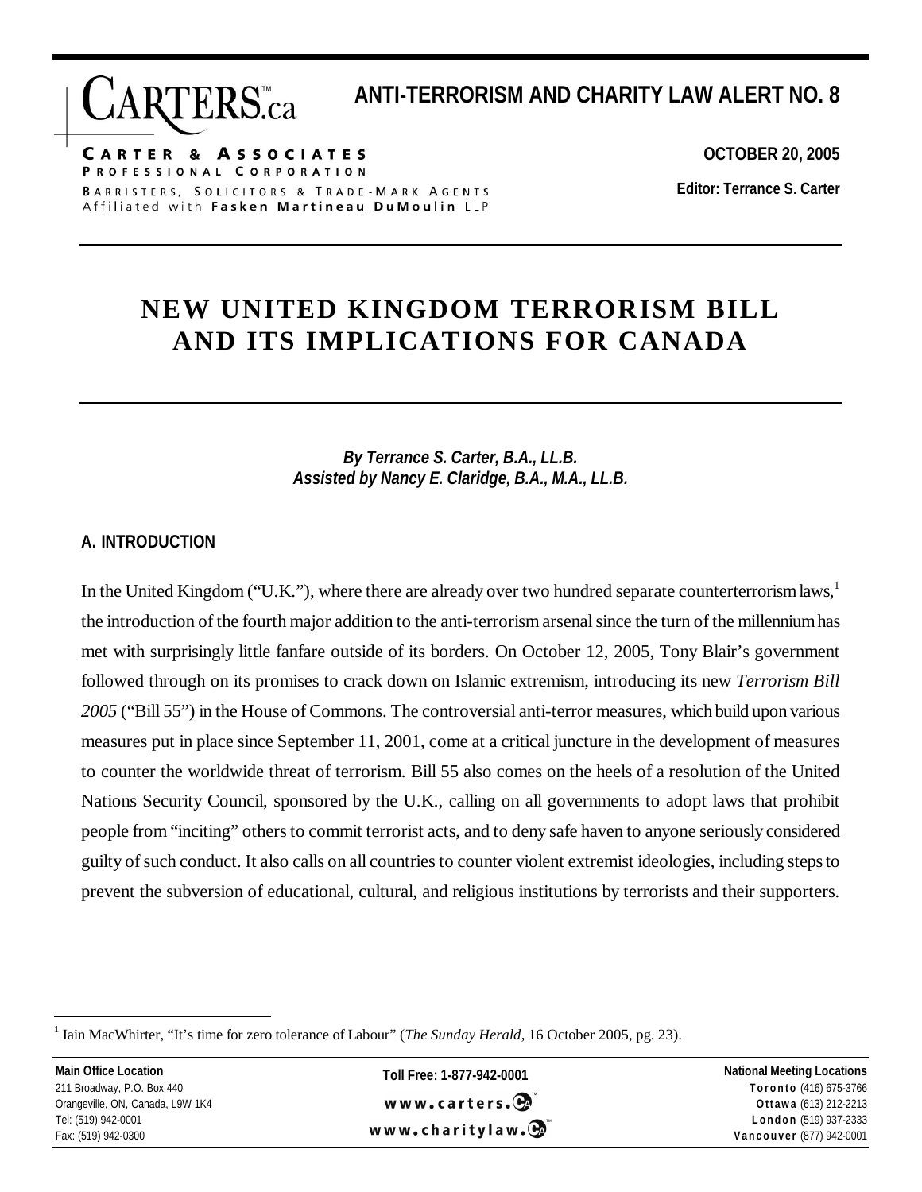# ANTI-TERRORISM AND CHARITY LAW ALERT NO. 8

**OCTOBER 20, 2005**

**Editor: Terrance S. Carter**

# NEW UNITED KINGDOM TERRORISM BILL AND ITS IMPLICATIONS FOR CANADA

***By Terrance S. Carter, B.A., LL.B.***
***Assisted by Nancy E. Claridge, B.A., M.A., LL.B.***

## A. INTRODUCTION

In the United Kingdom ("U.K."), where there are already over two hundred separate counterterrorism laws,[1] the introduction of the fourth major addition to the anti-terrorism arsenal since the turn of the millennium has met with surprisingly little fanfare outside of its borders. On October 12, 2005, Tony Blair's government followed through on its promises to crack down on Islamic extremism, introducing its new *Terrorism Bill 2005* ("Bill 55") in the House of Commons. The controversial anti-terror measures, which build upon various measures put in place since September 11, 2001, come at a critical juncture in the development of measures to counter the worldwide threat of terrorism. Bill 55 also comes on the heels of a resolution of the United Nations Security Council, sponsored by the U.K., calling on all governments to adopt laws that prohibit people from "inciting" others to commit terrorist acts, and to deny safe haven to anyone seriously considered guilty of such conduct. It also calls on all countries to counter violent extremist ideologies, including steps to prevent the subversion of educational, cultural, and religious institutions by terrorists and their supporters.

---

[1] Iain MacWhirter, "It's time for zero tolerance of Labour" (*The Sunday Herald*, 16 October 2005, pg. 23).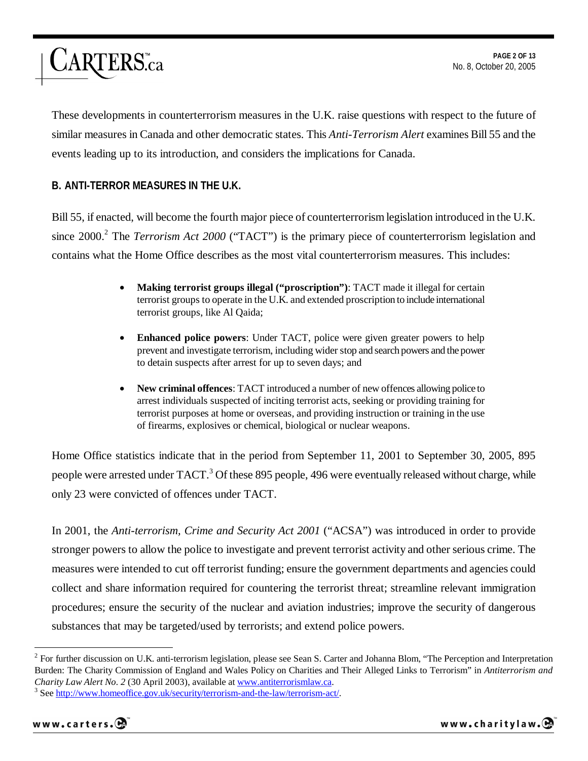These developments in counterterrorism measures in the U.K. raise questions with respect to the future of similar measures in Canada and other democratic states. This *Anti-Terrorism Alert* examines Bill 55 and the events leading up to its introduction, and considers the implications for Canada.

### B. ANTI-TERROR MEASURES IN THE U.K.

Bill 55, if enacted, will become the fourth major piece of counterterrorism legislation introduced in the U.K. since 2000.[2] The *Terrorism Act 2000* ("TACT") is the primary piece of counterterrorism legislation and contains what the Home Office describes as the most vital counterterrorism measures. This includes:

- **Making terrorist groups illegal ("proscription")**: TACT made it illegal for certain terrorist groups to operate in the U.K. and extended proscription to include international terrorist groups, like Al Qaida;
- **Enhanced police powers**: Under TACT, police were given greater powers to help prevent and investigate terrorism, including wider stop and search powers and the power to detain suspects after arrest for up to seven days; and
- **New criminal offences**: TACT introduced a number of new offences allowing police to arrest individuals suspected of inciting terrorist acts, seeking or providing training for terrorist purposes at home or overseas, and providing instruction or training in the use of firearms, explosives or chemical, biological or nuclear weapons.

Home Office statistics indicate that in the period from September 11, 2001 to September 30, 2005, 895 people were arrested under TACT.[3] Of these 895 people, 496 were eventually released without charge, while only 23 were convicted of offences under TACT.

In 2001, the *Anti-terrorism, Crime and Security Act 2001* ("ACSA") was introduced in order to provide stronger powers to allow the police to investigate and prevent terrorist activity and other serious crime. The measures were intended to cut off terrorist funding; ensure the government departments and agencies could collect and share information required for countering the terrorist threat; streamline relevant immigration procedures; ensure the security of the nuclear and aviation industries; improve the security of dangerous substances that may be targeted/used by terrorists; and extend police powers.

---

[2] For further discussion on U.K. anti-terrorism legislation, please see Sean S. Carter and Johanna Blom, "The Perception and Interpretation Burden: The Charity Commission of England and Wales Policy on Charities and Their Alleged Links to Terrorism" in *Antiterrorism and Charity Law Alert No. 2* (30 April 2003), available at www.antiterrorismlaw.ca.

[3] See http://www.homeoffice.gov.uk/security/terrorism-and-the-law/terrorism-act/.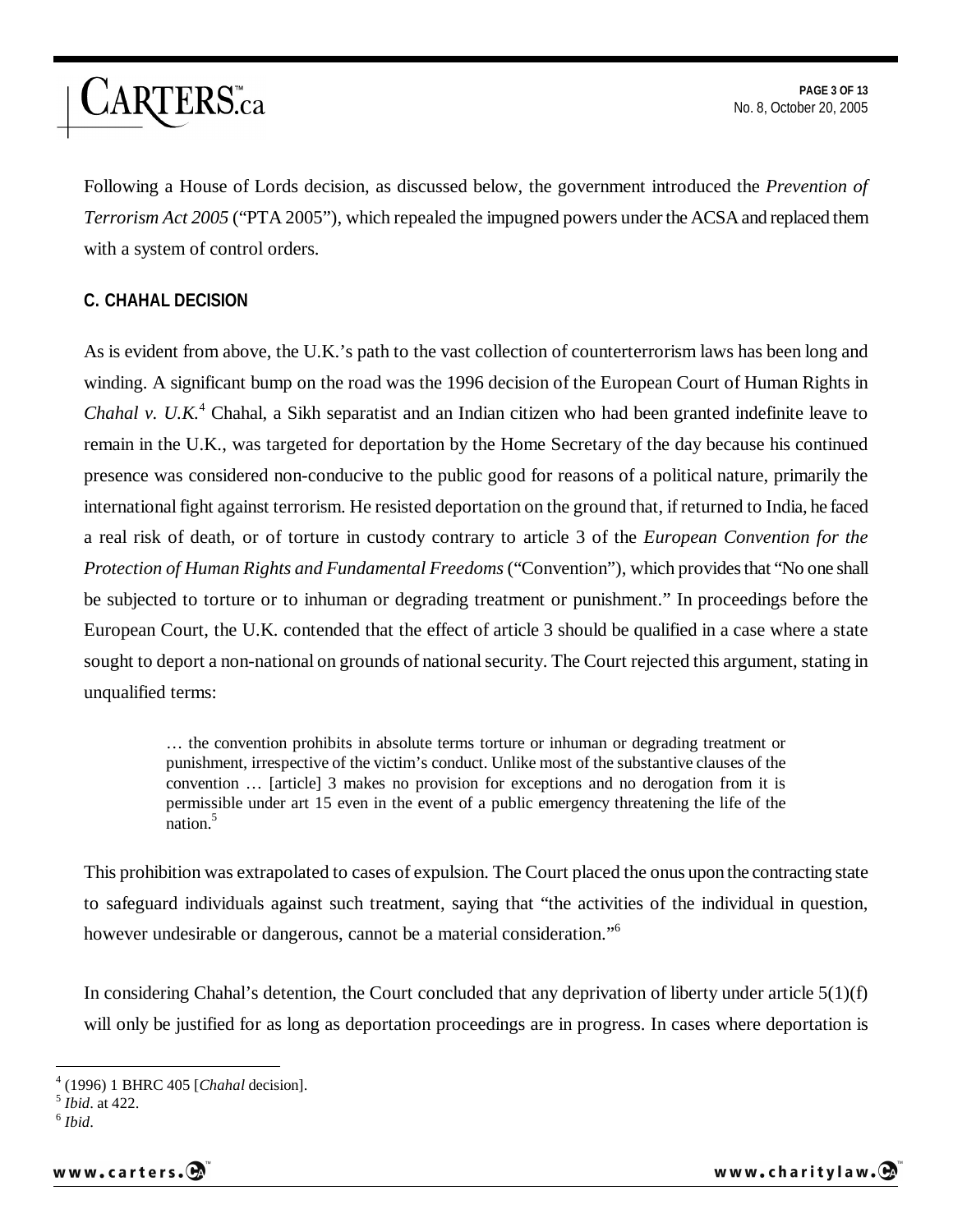Following a House of Lords decision, as discussed below, the government introduced the *Prevention of Terrorism Act 2005* ("PTA 2005"), which repealed the impugned powers under the ACSA and replaced them with a system of control orders.

### C. CHAHAL DECISION

As is evident from above, the U.K.'s path to the vast collection of counterterrorism laws has been long and winding. A significant bump on the road was the 1996 decision of the European Court of Human Rights in *Chahal v. U.K.*[4] Chahal, a Sikh separatist and an Indian citizen who had been granted indefinite leave to remain in the U.K., was targeted for deportation by the Home Secretary of the day because his continued presence was considered non-conducive to the public good for reasons of a political nature, primarily the international fight against terrorism. He resisted deportation on the ground that, if returned to India, he faced a real risk of death, or of torture in custody contrary to article 3 of the *European Convention for the Protection of Human Rights and Fundamental Freedoms* ("Convention"), which provides that "No one shall be subjected to torture or to inhuman or degrading treatment or punishment." In proceedings before the European Court, the U.K. contended that the effect of article 3 should be qualified in a case where a state sought to deport a non-national on grounds of national security. The Court rejected this argument, stating in unqualified terms:

> … the convention prohibits in absolute terms torture or inhuman or degrading treatment or punishment, irrespective of the victim's conduct. Unlike most of the substantive clauses of the convention … [article] 3 makes no provision for exceptions and no derogation from it is permissible under art 15 even in the event of a public emergency threatening the life of the nation.[5]

This prohibition was extrapolated to cases of expulsion. The Court placed the onus upon the contracting state to safeguard individuals against such treatment, saying that "the activities of the individual in question, however undesirable or dangerous, cannot be a material consideration."[6]

In considering Chahal's detention, the Court concluded that any deprivation of liberty under article 5(1)(f) will only be justified for as long as deportation proceedings are in progress. In cases where deportation is

---

[4] (1996) 1 BHRC 405 [*Chahal* decision].
[5] *Ibid*. at 422.
[6] *Ibid*.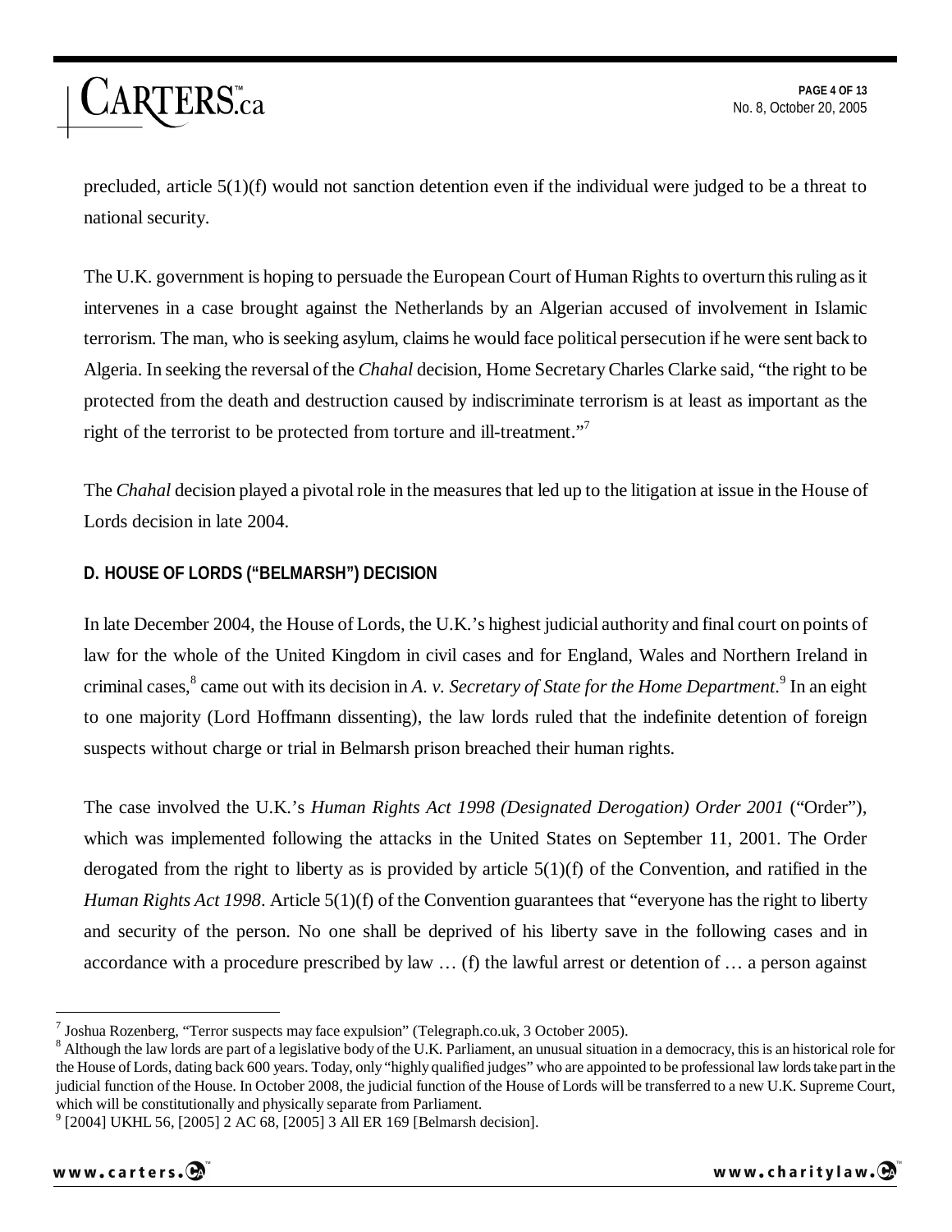precluded, article 5(1)(f) would not sanction detention even if the individual were judged to be a threat to national security.

The U.K. government is hoping to persuade the European Court of Human Rights to overturn this ruling as it intervenes in a case brought against the Netherlands by an Algerian accused of involvement in Islamic terrorism. The man, who is seeking asylum, claims he would face political persecution if he were sent back to Algeria. In seeking the reversal of the *Chahal* decision, Home Secretary Charles Clarke said, "the right to be protected from the death and destruction caused by indiscriminate terrorism is at least as important as the right of the terrorist to be protected from torture and ill-treatment."[7]

The *Chahal* decision played a pivotal role in the measures that led up to the litigation at issue in the House of Lords decision in late 2004.

### D. HOUSE OF LORDS ("BELMARSH") DECISION

In late December 2004, the House of Lords, the U.K.'s highest judicial authority and final court on points of law for the whole of the United Kingdom in civil cases and for England, Wales and Northern Ireland in criminal cases,[8] came out with its decision in *A. v. Secretary of State for the Home Department*.[9] In an eight to one majority (Lord Hoffmann dissenting), the law lords ruled that the indefinite detention of foreign suspects without charge or trial in Belmarsh prison breached their human rights.

The case involved the U.K.'s *Human Rights Act 1998 (Designated Derogation) Order 2001* ("Order"), which was implemented following the attacks in the United States on September 11, 2001. The Order derogated from the right to liberty as is provided by article 5(1)(f) of the Convention, and ratified in the *Human Rights Act 1998*. Article 5(1)(f) of the Convention guarantees that "everyone has the right to liberty and security of the person. No one shall be deprived of his liberty save in the following cases and in accordance with a procedure prescribed by law … (f) the lawful arrest or detention of … a person against

---

[7] Joshua Rozenberg, "Terror suspects may face expulsion" (Telegraph.co.uk, 3 October 2005).

[8] Although the law lords are part of a legislative body of the U.K. Parliament, an unusual situation in a democracy, this is an historical role for the House of Lords, dating back 600 years. Today, only "highly qualified judges" who are appointed to be professional law lords take part in the judicial function of the House. In October 2008, the judicial function of the House of Lords will be transferred to a new U.K. Supreme Court, which will be constitutionally and physically separate from Parliament.

[9] [2004] UKHL 56, [2005] 2 AC 68, [2005] 3 All ER 169 [Belmarsh decision].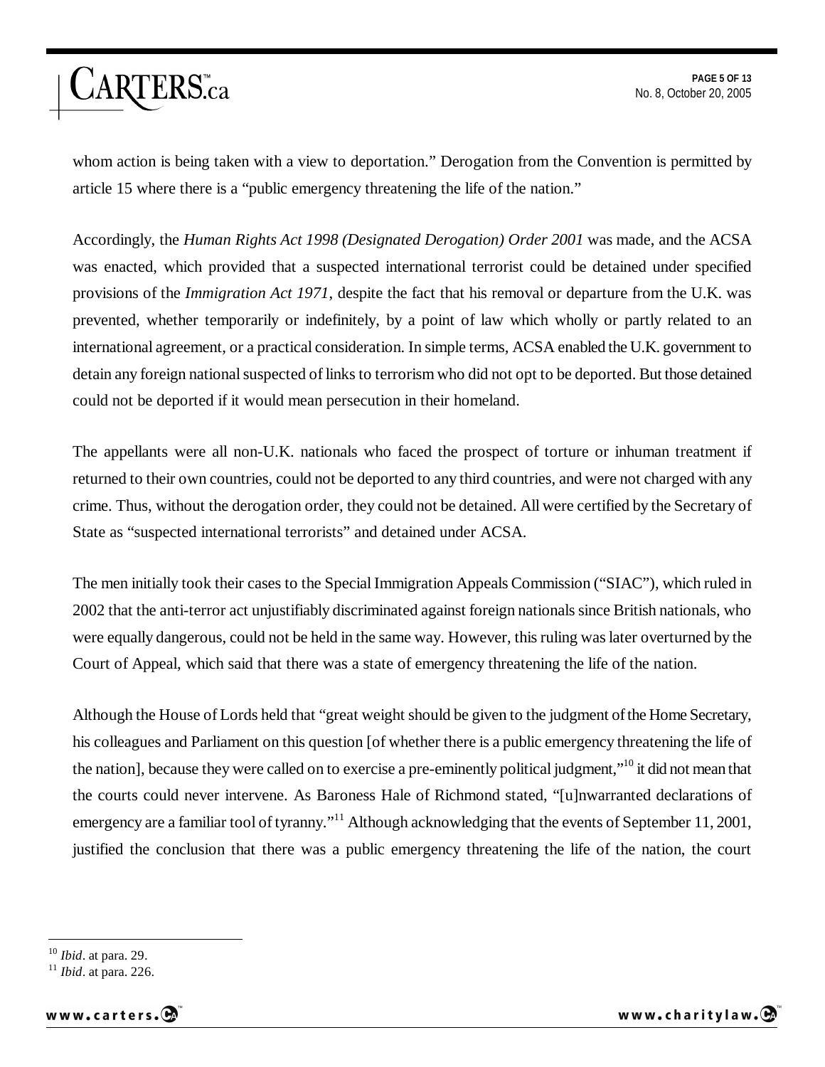whom action is being taken with a view to deportation." Derogation from the Convention is permitted by article 15 where there is a "public emergency threatening the life of the nation."

Accordingly, the *Human Rights Act 1998 (Designated Derogation) Order 2001* was made, and the ACSA was enacted, which provided that a suspected international terrorist could be detained under specified provisions of the *Immigration Act 1971*, despite the fact that his removal or departure from the U.K. was prevented, whether temporarily or indefinitely, by a point of law which wholly or partly related to an international agreement, or a practical consideration. In simple terms, ACSA enabled the U.K. government to detain any foreign national suspected of links to terrorism who did not opt to be deported. But those detained could not be deported if it would mean persecution in their homeland.

The appellants were all non-U.K. nationals who faced the prospect of torture or inhuman treatment if returned to their own countries, could not be deported to any third countries, and were not charged with any crime. Thus, without the derogation order, they could not be detained. All were certified by the Secretary of State as "suspected international terrorists" and detained under ACSA.

The men initially took their cases to the Special Immigration Appeals Commission ("SIAC"), which ruled in 2002 that the anti-terror act unjustifiably discriminated against foreign nationals since British nationals, who were equally dangerous, could not be held in the same way. However, this ruling was later overturned by the Court of Appeal, which said that there was a state of emergency threatening the life of the nation.

Although the House of Lords held that "great weight should be given to the judgment of the Home Secretary, his colleagues and Parliament on this question [of whether there is a public emergency threatening the life of the nation], because they were called on to exercise a pre-eminently political judgment,"[10] it did not mean that the courts could never intervene. As Baroness Hale of Richmond stated, "[u]nwarranted declarations of emergency are a familiar tool of tyranny."[11] Although acknowledging that the events of September 11, 2001, justified the conclusion that there was a public emergency threatening the life of the nation, the court

---

[10] *Ibid*. at para. 29.

[11] *Ibid*. at para. 226.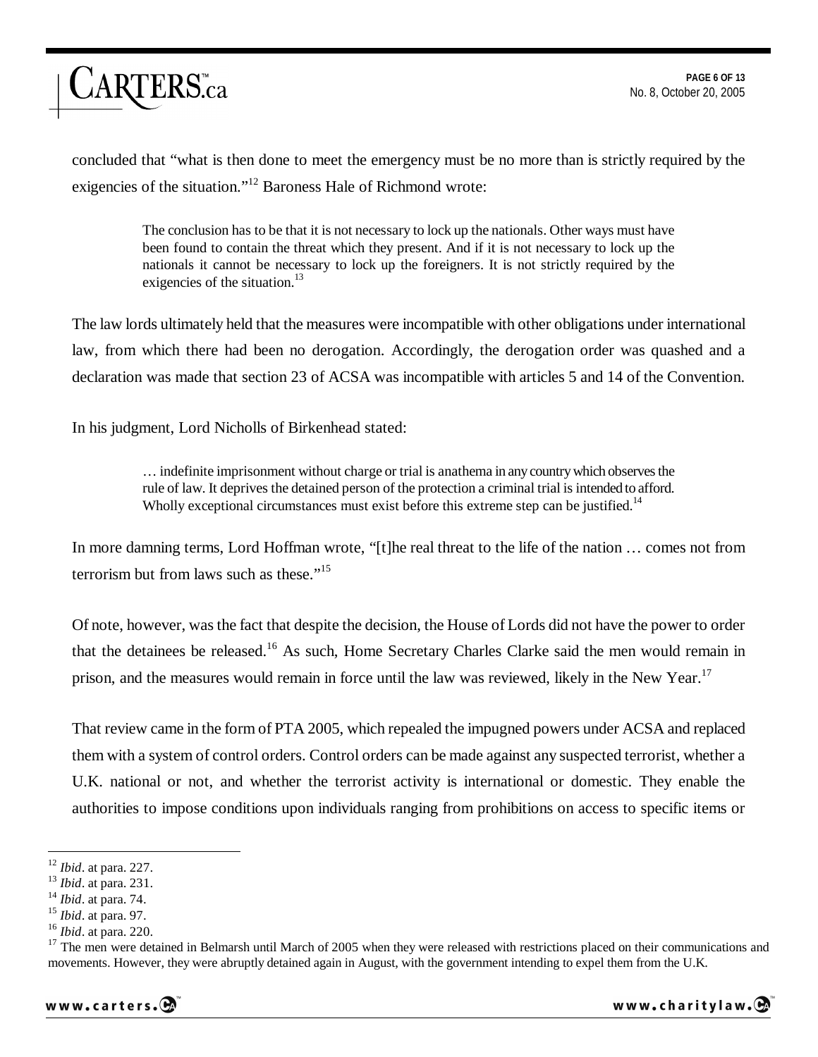concluded that "what is then done to meet the emergency must be no more than is strictly required by the exigencies of the situation."[12] Baroness Hale of Richmond wrote:

> The conclusion has to be that it is not necessary to lock up the nationals. Other ways must have been found to contain the threat which they present. And if it is not necessary to lock up the nationals it cannot be necessary to lock up the foreigners. It is not strictly required by the exigencies of the situation.[13]

The law lords ultimately held that the measures were incompatible with other obligations under international law, from which there had been no derogation. Accordingly, the derogation order was quashed and a declaration was made that section 23 of ACSA was incompatible with articles 5 and 14 of the Convention.

In his judgment, Lord Nicholls of Birkenhead stated:

> … indefinite imprisonment without charge or trial is anathema in any country which observes the rule of law. It deprives the detained person of the protection a criminal trial is intended to afford. Wholly exceptional circumstances must exist before this extreme step can be justified.[14]

In more damning terms, Lord Hoffman wrote, "[t]he real threat to the life of the nation … comes not from terrorism but from laws such as these."[15]

Of note, however, was the fact that despite the decision, the House of Lords did not have the power to order that the detainees be released.[16] As such, Home Secretary Charles Clarke said the men would remain in prison, and the measures would remain in force until the law was reviewed, likely in the New Year.[17]

That review came in the form of PTA 2005, which repealed the impugned powers under ACSA and replaced them with a system of control orders. Control orders can be made against any suspected terrorist, whether a U.K. national or not, and whether the terrorist activity is international or domestic. They enable the authorities to impose conditions upon individuals ranging from prohibitions on access to specific items or

---

[12] *Ibid*. at para. 227.
[13] *Ibid*. at para. 231.
[14] *Ibid*. at para. 74.
[15] *Ibid*. at para. 97.
[16] *Ibid*. at para. 220.
[17] The men were detained in Belmarsh until March of 2005 when they were released with restrictions placed on their communications and movements. However, they were abruptly detained again in August, with the government intending to expel them from the U.K.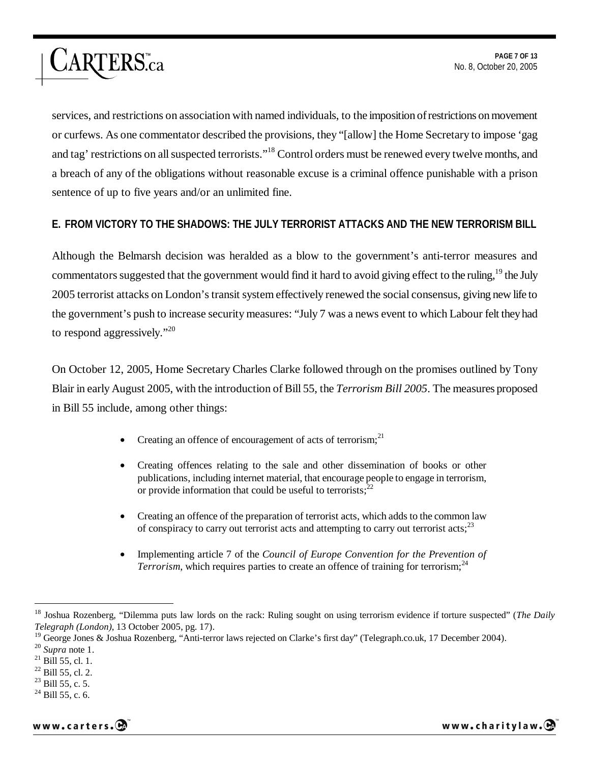services, and restrictions on association with named individuals, to the imposition of restrictions on movement or curfews. As one commentator described the provisions, they "[allow] the Home Secretary to impose 'gag and tag' restrictions on all suspected terrorists."[18] Control orders must be renewed every twelve months, and a breach of any of the obligations without reasonable excuse is a criminal offence punishable with a prison sentence of up to five years and/or an unlimited fine.

### E. FROM VICTORY TO THE SHADOWS: THE JULY TERRORIST ATTACKS AND THE NEW TERRORISM BILL

Although the Belmarsh decision was heralded as a blow to the government's anti-terror measures and commentators suggested that the government would find it hard to avoid giving effect to the ruling,[19] the July 2005 terrorist attacks on London's transit system effectively renewed the social consensus, giving new life to the government's push to increase security measures: "July 7 was a news event to which Labour felt they had to respond aggressively."[20]

On October 12, 2005, Home Secretary Charles Clarke followed through on the promises outlined by Tony Blair in early August 2005, with the introduction of Bill 55, the *Terrorism Bill 2005*. The measures proposed in Bill 55 include, among other things:

- Creating an offence of encouragement of acts of terrorism;[21]
- Creating offences relating to the sale and other dissemination of books or other publications, including internet material, that encourage people to engage in terrorism, or provide information that could be useful to terrorists;[22]
- Creating an offence of the preparation of terrorist acts, which adds to the common law of conspiracy to carry out terrorist acts and attempting to carry out terrorist acts;[23]
- Implementing article 7 of the *Council of Europe Convention for the Prevention of Terrorism*, which requires parties to create an offence of training for terrorism;[24]

---

[18] Joshua Rozenberg, "Dilemma puts law lords on the rack: Ruling sought on using terrorism evidence if torture suspected" (*The Daily Telegraph (London)*, 13 October 2005, pg. 17).

[19] George Jones & Joshua Rozenberg, "Anti-terror laws rejected on Clarke's first day" (Telegraph.co.uk, 17 December 2004).

[20] *Supra* note 1.

[21] Bill 55, cl. 1.

[22] Bill 55, cl. 2.

[23] Bill 55, c. 5.

[24] Bill 55, c. 6.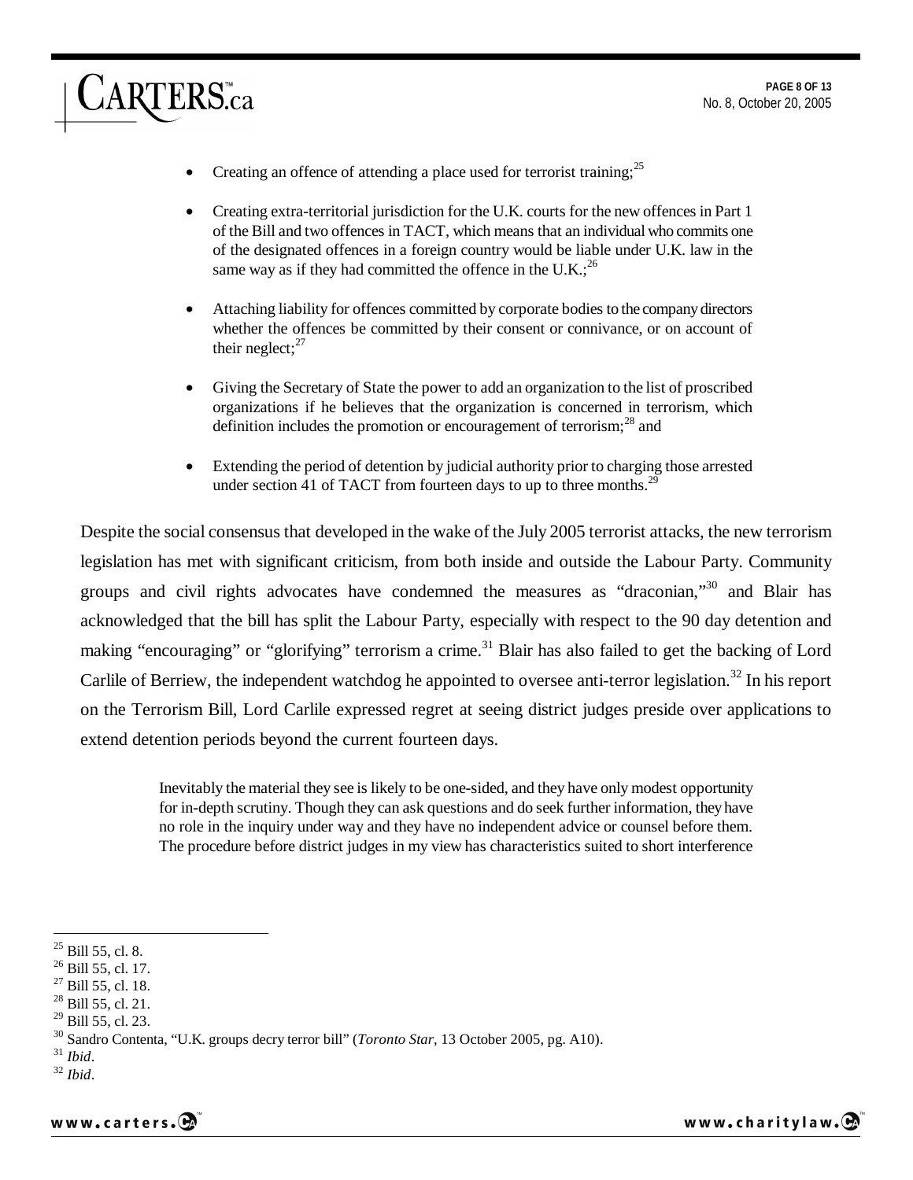- Creating an offence of attending a place used for terrorist training;[25]
- Creating extra-territorial jurisdiction for the U.K. courts for the new offences in Part 1 of the Bill and two offences in TACT, which means that an individual who commits one of the designated offences in a foreign country would be liable under U.K. law in the same way as if they had committed the offence in the U.K.;[26]
- Attaching liability for offences committed by corporate bodies to the company directors whether the offences be committed by their consent or connivance, or on account of their neglect;[27]
- Giving the Secretary of State the power to add an organization to the list of proscribed organizations if he believes that the organization is concerned in terrorism, which definition includes the promotion or encouragement of terrorism;[28] and
- Extending the period of detention by judicial authority prior to charging those arrested under section 41 of TACT from fourteen days to up to three months.[29]

Despite the social consensus that developed in the wake of the July 2005 terrorist attacks, the new terrorism legislation has met with significant criticism, from both inside and outside the Labour Party. Community groups and civil rights advocates have condemned the measures as "draconian,"[30] and Blair has acknowledged that the bill has split the Labour Party, especially with respect to the 90 day detention and making "encouraging" or "glorifying" terrorism a crime.[31] Blair has also failed to get the backing of Lord Carlile of Berriew, the independent watchdog he appointed to oversee anti-terror legislation.[32] In his report on the Terrorism Bill, Lord Carlile expressed regret at seeing district judges preside over applications to extend detention periods beyond the current fourteen days.

> Inevitably the material they see is likely to be one-sided, and they have only modest opportunity for in-depth scrutiny. Though they can ask questions and do seek further information, they have no role in the inquiry under way and they have no independent advice or counsel before them. The procedure before district judges in my view has characteristics suited to short interference

---

[25] Bill 55, cl. 8.
[26] Bill 55, cl. 17.
[27] Bill 55, cl. 18.
[28] Bill 55, cl. 21.
[29] Bill 55, cl. 23.
[30] Sandro Contenta, "U.K. groups decry terror bill" (*Toronto Star*, 13 October 2005, pg. A10).
[31] *Ibid*.
[32] *Ibid*.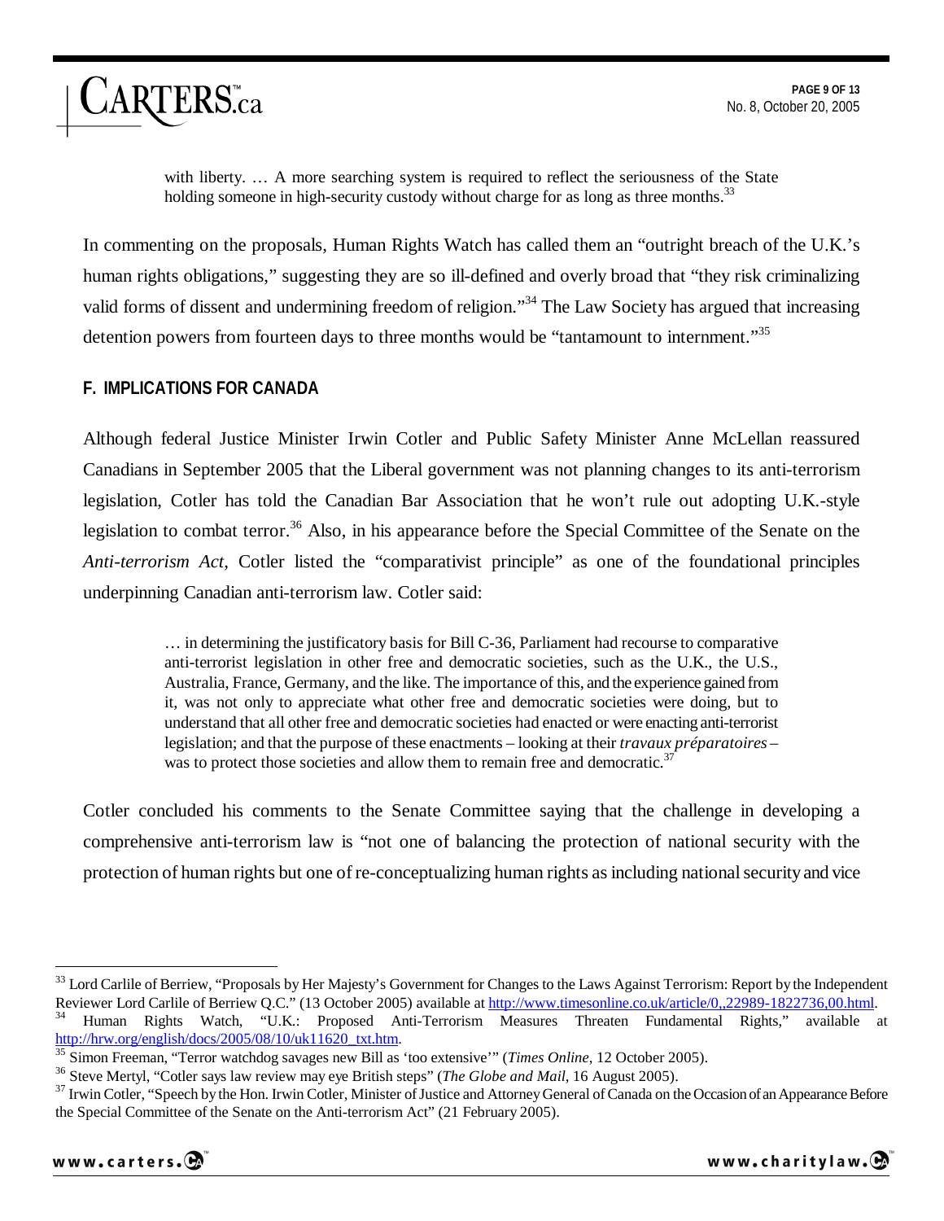> with liberty. … A more searching system is required to reflect the seriousness of the State holding someone in high-security custody without charge for as long as three months.[33]

In commenting on the proposals, Human Rights Watch has called them an "outright breach of the U.K.'s human rights obligations," suggesting they are so ill-defined and overly broad that "they risk criminalizing valid forms of dissent and undermining freedom of religion."[34] The Law Society has argued that increasing detention powers from fourteen days to three months would be "tantamount to internment."[35]

## F. IMPLICATIONS FOR CANADA

Although federal Justice Minister Irwin Cotler and Public Safety Minister Anne McLellan reassured Canadians in September 2005 that the Liberal government was not planning changes to its anti-terrorism legislation, Cotler has told the Canadian Bar Association that he won't rule out adopting U.K.-style legislation to combat terror.[36] Also, in his appearance before the Special Committee of the Senate on the *Anti-terrorism Act*, Cotler listed the "comparativist principle" as one of the foundational principles underpinning Canadian anti-terrorism law. Cotler said:

> … in determining the justificatory basis for Bill C-36, Parliament had recourse to comparative anti-terrorist legislation in other free and democratic societies, such as the U.K., the U.S., Australia, France, Germany, and the like. The importance of this, and the experience gained from it, was not only to appreciate what other free and democratic societies were doing, but to understand that all other free and democratic societies had enacted or were enacting anti-terrorist legislation; and that the purpose of these enactments – looking at their *travaux préparatoires* – was to protect those societies and allow them to remain free and democratic.[37]

Cotler concluded his comments to the Senate Committee saying that the challenge in developing a comprehensive anti-terrorism law is "not one of balancing the protection of national security with the protection of human rights but one of re-conceptualizing human rights as including national security and vice

---

[33] Lord Carlile of Berriew, "Proposals by Her Majesty's Government for Changes to the Laws Against Terrorism: Report by the Independent Reviewer Lord Carlile of Berriew Q.C." (13 October 2005) available at http://www.timesonline.co.uk/article/0,,22989-1822736,00.html.

[34] Human Rights Watch, "U.K.: Proposed Anti-Terrorism Measures Threaten Fundamental Rights," available at http://hrw.org/english/docs/2005/08/10/uk11620_txt.htm.

[35] Simon Freeman, "Terror watchdog savages new Bill as 'too extensive'" (*Times Online*, 12 October 2005).

[36] Steve Mertyl, "Cotler says law review may eye British steps" (*The Globe and Mail*, 16 August 2005).

[37] Irwin Cotler, "Speech by the Hon. Irwin Cotler, Minister of Justice and Attorney General of Canada on the Occasion of an Appearance Before the Special Committee of the Senate on the Anti-terrorism Act" (21 February 2005).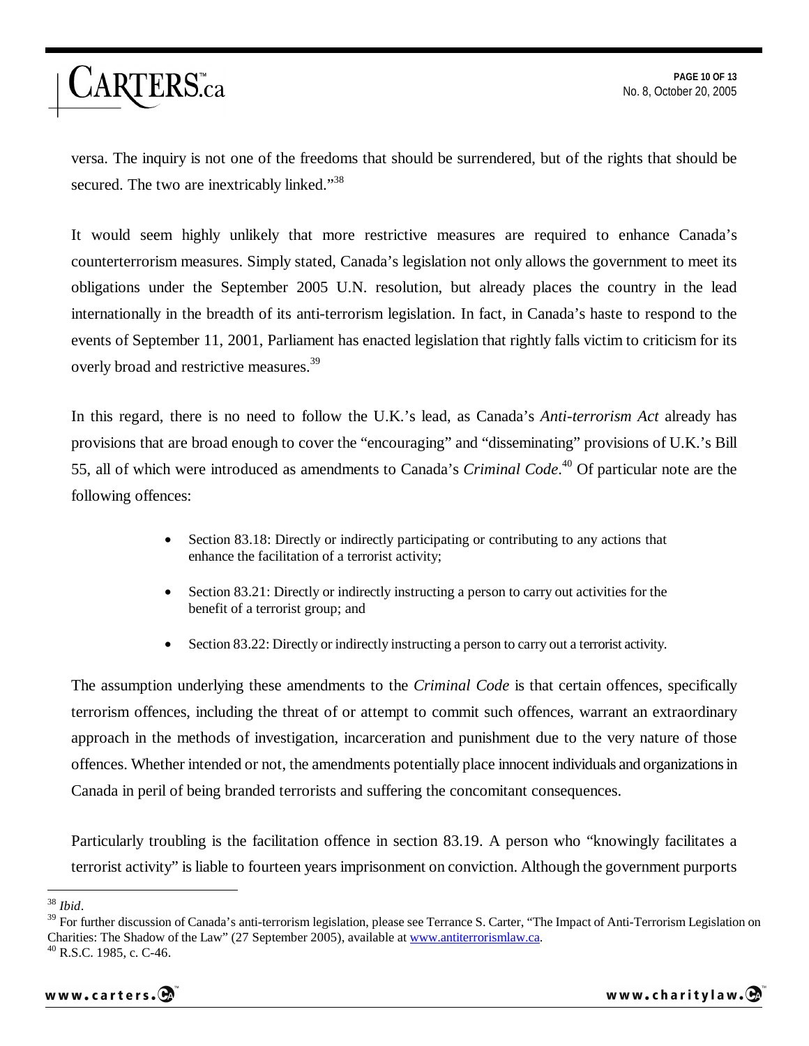versa. The inquiry is not one of the freedoms that should be surrendered, but of the rights that should be secured. The two are inextricably linked."[38]

It would seem highly unlikely that more restrictive measures are required to enhance Canada's counterterrorism measures. Simply stated, Canada's legislation not only allows the government to meet its obligations under the September 2005 U.N. resolution, but already places the country in the lead internationally in the breadth of its anti-terrorism legislation. In fact, in Canada's haste to respond to the events of September 11, 2001, Parliament has enacted legislation that rightly falls victim to criticism for its overly broad and restrictive measures.[39]

In this regard, there is no need to follow the U.K.'s lead, as Canada's *Anti-terrorism Act* already has provisions that are broad enough to cover the "encouraging" and "disseminating" provisions of U.K.'s Bill 55, all of which were introduced as amendments to Canada's *Criminal Code*.[40] Of particular note are the following offences:

- Section 83.18: Directly or indirectly participating or contributing to any actions that enhance the facilitation of a terrorist activity;
- Section 83.21: Directly or indirectly instructing a person to carry out activities for the benefit of a terrorist group; and
- Section 83.22: Directly or indirectly instructing a person to carry out a terrorist activity.

The assumption underlying these amendments to the *Criminal Code* is that certain offences, specifically terrorism offences, including the threat of or attempt to commit such offences, warrant an extraordinary approach in the methods of investigation, incarceration and punishment due to the very nature of those offences. Whether intended or not, the amendments potentially place innocent individuals and organizations in Canada in peril of being branded terrorists and suffering the concomitant consequences.

Particularly troubling is the facilitation offence in section 83.19. A person who "knowingly facilitates a terrorist activity" is liable to fourteen years imprisonment on conviction. Although the government purports

---

[38] *Ibid*.

[39] For further discussion of Canada's anti-terrorism legislation, please see Terrance S. Carter, "The Impact of Anti-Terrorism Legislation on Charities: The Shadow of the Law" (27 September 2005), available at www.antiterrorismlaw.ca.

[40] R.S.C. 1985, c. C-46.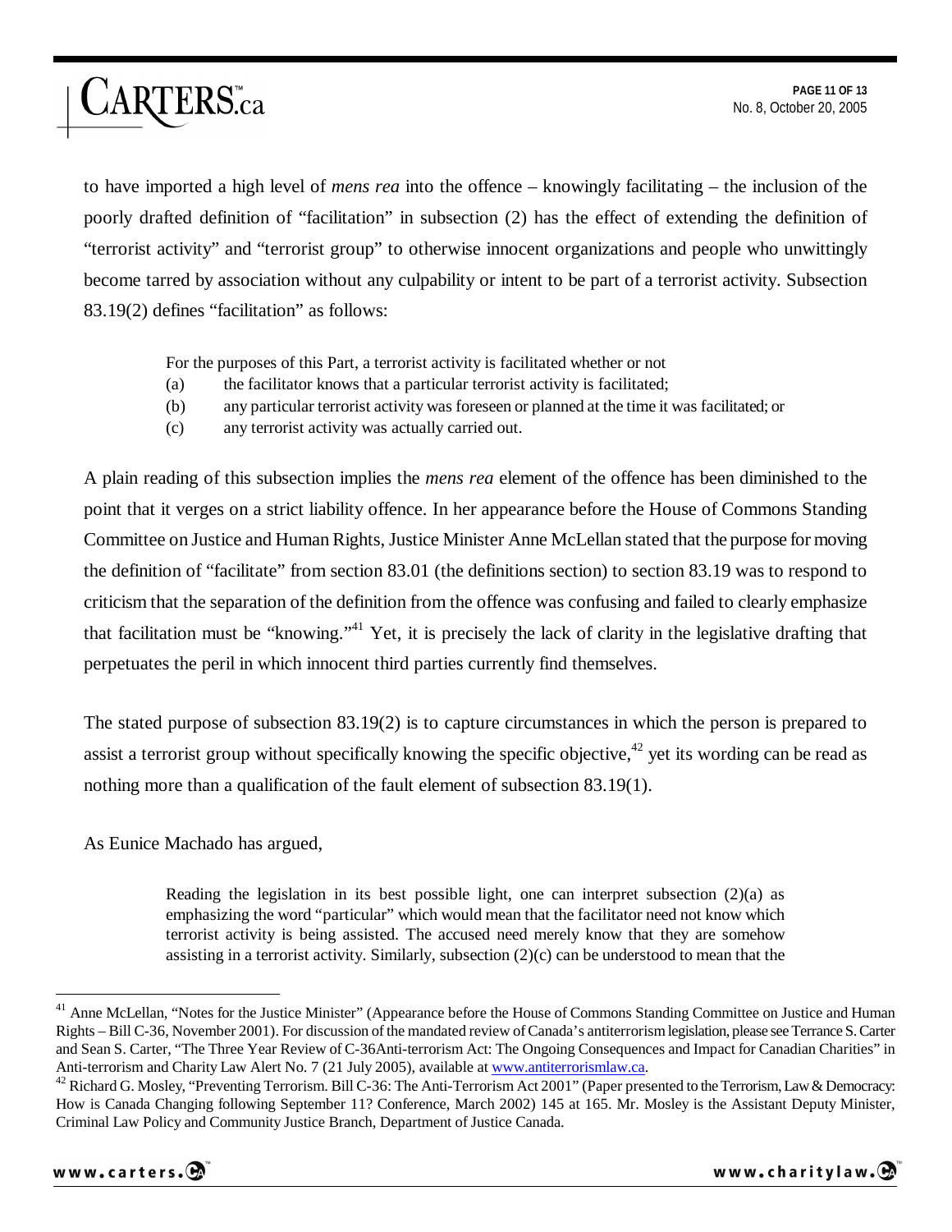to have imported a high level of *mens rea* into the offence – knowingly facilitating – the inclusion of the poorly drafted definition of "facilitation" in subsection (2) has the effect of extending the definition of "terrorist activity" and "terrorist group" to otherwise innocent organizations and people who unwittingly become tarred by association without any culpability or intent to be part of a terrorist activity. Subsection 83.19(2) defines "facilitation" as follows:

> For the purposes of this Part, a terrorist activity is facilitated whether or not
>
> (a) the facilitator knows that a particular terrorist activity is facilitated;
>
> (b) any particular terrorist activity was foreseen or planned at the time it was facilitated; or
>
> (c) any terrorist activity was actually carried out.

A plain reading of this subsection implies the *mens rea* element of the offence has been diminished to the point that it verges on a strict liability offence. In her appearance before the House of Commons Standing Committee on Justice and Human Rights, Justice Minister Anne McLellan stated that the purpose for moving the definition of "facilitate" from section 83.01 (the definitions section) to section 83.19 was to respond to criticism that the separation of the definition from the offence was confusing and failed to clearly emphasize that facilitation must be "knowing."[41] Yet, it is precisely the lack of clarity in the legislative drafting that perpetuates the peril in which innocent third parties currently find themselves.

The stated purpose of subsection 83.19(2) is to capture circumstances in which the person is prepared to assist a terrorist group without specifically knowing the specific objective,[42] yet its wording can be read as nothing more than a qualification of the fault element of subsection 83.19(1).

As Eunice Machado has argued,

> Reading the legislation in its best possible light, one can interpret subsection (2)(a) as emphasizing the word "particular" which would mean that the facilitator need not know which terrorist activity is being assisted. The accused need merely know that they are somehow assisting in a terrorist activity. Similarly, subsection (2)(c) can be understood to mean that the

---

[41] Anne McLellan, "Notes for the Justice Minister" (Appearance before the House of Commons Standing Committee on Justice and Human Rights – Bill C-36, November 2001). For discussion of the mandated review of Canada's antiterrorism legislation, please see Terrance S. Carter and Sean S. Carter, "The Three Year Review of C-36Anti-terrorism Act: The Ongoing Consequences and Impact for Canadian Charities" in Anti-terrorism and Charity Law Alert No. 7 (21 July 2005), available at www.antiterrorismlaw.ca.

[42] Richard G. Mosley, "Preventing Terrorism. Bill C-36: The Anti-Terrorism Act 2001" (Paper presented to the Terrorism, Law & Democracy: How is Canada Changing following September 11? Conference, March 2002) 145 at 165. Mr. Mosley is the Assistant Deputy Minister, Criminal Law Policy and Community Justice Branch, Department of Justice Canada.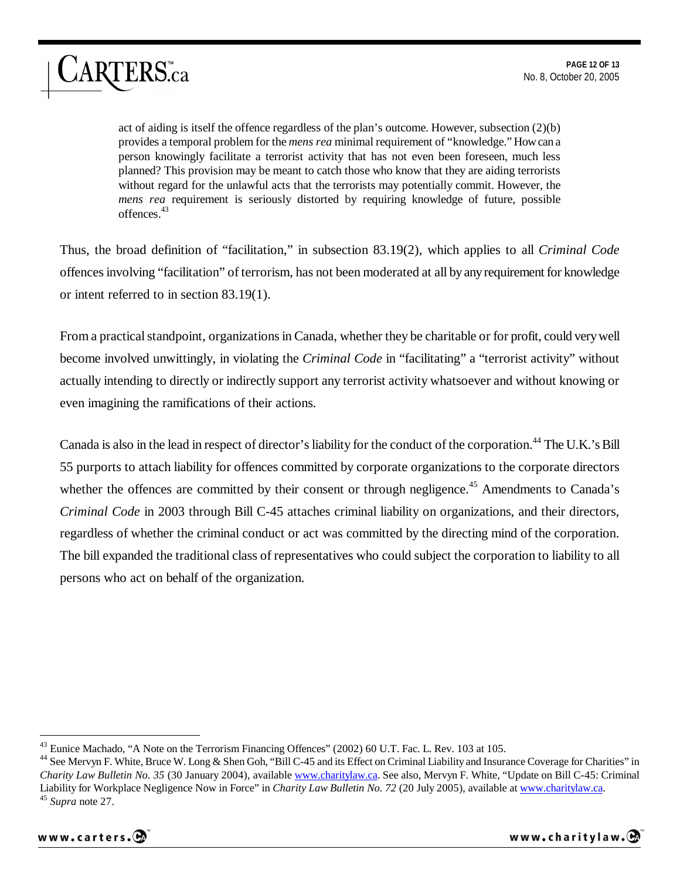> act of aiding is itself the offence regardless of the plan's outcome. However, subsection (2)(b) provides a temporal problem for the *mens rea* minimal requirement of "knowledge." How can a person knowingly facilitate a terrorist activity that has not even been foreseen, much less planned? This provision may be meant to catch those who know that they are aiding terrorists without regard for the unlawful acts that the terrorists may potentially commit. However, the *mens rea* requirement is seriously distorted by requiring knowledge of future, possible offences.[43]

Thus, the broad definition of "facilitation," in subsection 83.19(2), which applies to all *Criminal Code* offences involving "facilitation" of terrorism, has not been moderated at all by any requirement for knowledge or intent referred to in section 83.19(1).

From a practical standpoint, organizations in Canada, whether they be charitable or for profit, could very well become involved unwittingly, in violating the *Criminal Code* in "facilitating" a "terrorist activity" without actually intending to directly or indirectly support any terrorist activity whatsoever and without knowing or even imagining the ramifications of their actions.

Canada is also in the lead in respect of director's liability for the conduct of the corporation.[44] The U.K.'s Bill 55 purports to attach liability for offences committed by corporate organizations to the corporate directors whether the offences are committed by their consent or through negligence.[45] Amendments to Canada's *Criminal Code* in 2003 through Bill C-45 attaches criminal liability on organizations, and their directors, regardless of whether the criminal conduct or act was committed by the directing mind of the corporation. The bill expanded the traditional class of representatives who could subject the corporation to liability to all persons who act on behalf of the organization.

---

[43] Eunice Machado, "A Note on the Terrorism Financing Offences" (2002) 60 U.T. Fac. L. Rev. 103 at 105.

[44] See Mervyn F. White, Bruce W. Long & Shen Goh, "Bill C-45 and its Effect on Criminal Liability and Insurance Coverage for Charities" in *Charity Law Bulletin No. 35* (30 January 2004), available www.charitylaw.ca. See also, Mervyn F. White, "Update on Bill C-45: Criminal Liability for Workplace Negligence Now in Force" in *Charity Law Bulletin No. 72* (20 July 2005), available at www.charitylaw.ca.

[45] *Supra* note 27.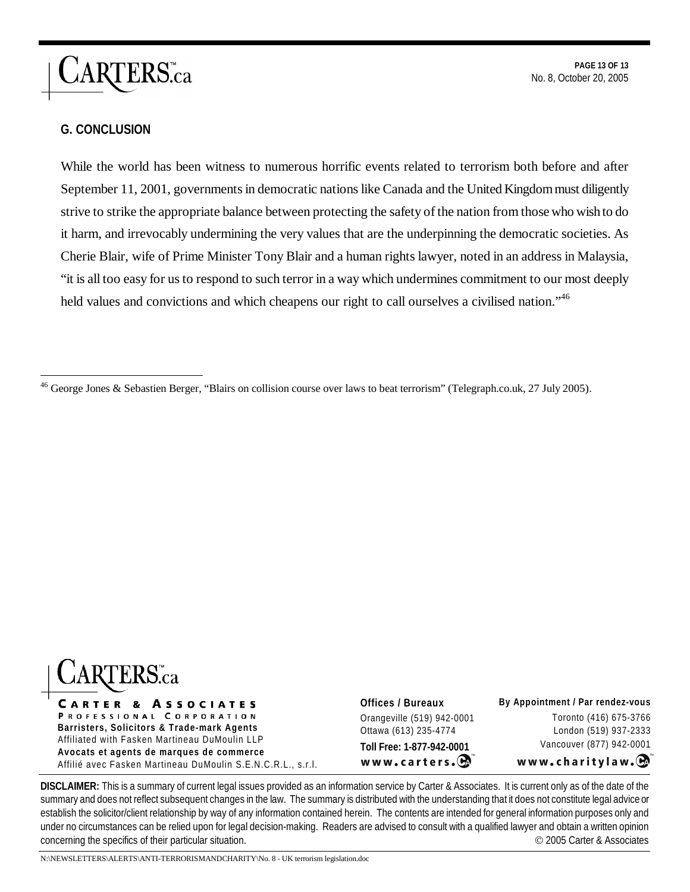## G. CONCLUSION

While the world has been witness to numerous horrific events related to terrorism both before and after September 11, 2001, governments in democratic nations like Canada and the United Kingdom must diligently strive to strike the appropriate balance between protecting the safety of the nation from those who wish to do it harm, and irrevocably undermining the very values that are the underpinning the democratic societies. As Cherie Blair, wife of Prime Minister Tony Blair and a human rights lawyer, noted in an address in Malaysia, "it is all too easy for us to respond to such terror in a way which undermines commitment to our most deeply held values and convictions and which cheapens our right to call ourselves a civilised nation."[46]

---

[46] George Jones & Sebastien Berger, "Blairs on collision course over laws to beat terrorism" (Telegraph.co.uk, 27 July 2005).

CARTERS.ca

**CARTER & ASSOCIATES**
**PROFESSIONAL CORPORATION**
**Barristers, Solicitors & Trade-mark Agents**
Affiliated with Fasken Martineau DuMoulin LLP
**Avocats et agents de marques de commerce**
Affilié avec Fasken Martineau DuMoulin S.E.N.C.R.L., s.r.l.

**Offices / Bureaux**
Orangeville (519) 942-0001
Ottawa (613) 235-4774
**Toll Free: 1-877-942-0001**
**www.carters.ca**

**By Appointment / Par rendez-vous**
Toronto (416) 675-3766
London (519) 937-2333
Vancouver (877) 942-0001
**www.charitylaw.ca**

**DISCLAIMER:** This is a summary of current legal issues provided as an information service by Carter & Associates. It is current only as of the date of the summary and does not reflect subsequent changes in the law. The summary is distributed with the understanding that it does not constitute legal advice or establish the solicitor/client relationship by way of any information contained herein. The contents are intended for general information purposes only and under no circumstances can be relied upon for legal decision-making. Readers are advised to consult with a qualified lawyer and obtain a written opinion concerning the specifics of their particular situation. © 2005 Carter & Associates

N:\NEWSLETTERS\ALERTS\ANTI-TERRORISMANDCHARITY\No. 8 - UK terrorism legislation.doc